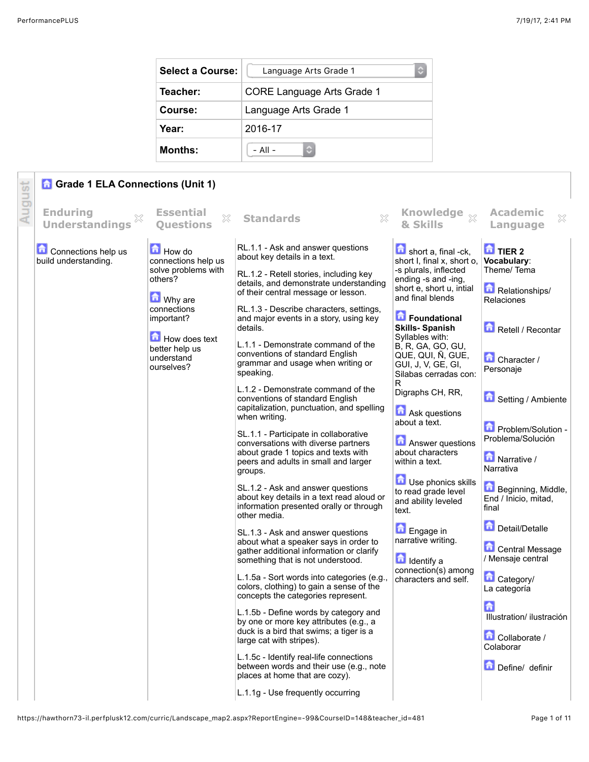| Select a Course: | Language Arts Grade 1 |
| --- | --- |
| Teacher: | CORE Language Arts Grade 1 |
| Course: | Language Arts Grade 1 |
| Year: | 2016-17 |
| Months: | - All - |

August

## Grade 1 ELA Connections (Unit 1)

| Enduring Understandings | Essential Questions | Standards | Knowledge & Skills | Academic Language |
| --- | --- | --- | --- | --- |
| Connections help us build understanding. | How do connections help us solve problems with others?<br><br>Why are connections important?<br><br>How does text better help us understand ourselves? | RL.1.1 - Ask and answer questions about key details in a text.<br><br>RL.1.2 - Retell stories, including key details, and demonstrate understanding of their central message or lesson.<br><br>RL.1.3 - Describe characters, settings, and major events in a story, using key details.<br><br>L.1.1 - Demonstrate command of the conventions of standard English grammar and usage when writing or speaking.<br><br>L.1.2 - Demonstrate command of the conventions of standard English capitalization, punctuation, and spelling when writing.<br><br>SL.1.1 - Participate in collaborative conversations with diverse partners about grade 1 topics and texts with peers and adults in small and larger groups.<br><br>SL.1.2 - Ask and answer questions about key details in a text read aloud or information presented orally or through other media.<br><br>SL.1.3 - Ask and answer questions about what a speaker says in order to gather additional information or clarify something that is not understood.<br><br>L.1.5a - Sort words into categories (e.g., colors, clothing) to gain a sense of the concepts the categories represent.<br><br>L.1.5b - Define words by category and by one or more key attributes (e.g., a duck is a bird that swims; a tiger is a large cat with stripes).<br><br>L.1.5c - Identify real-life connections between words and their use (e.g., note places at home that are cozy).<br><br>L.1.1g - Use frequently occurring | short a, final -ck, short I, final x, short o, -s plurals, inflected ending -s and -ing, short e, short u, intial and final blends<br><br>**Foundational Skills- Spanish**<br>Syllables with:<br>B, R, GA, GO, GU, QUE, QUI, Ñ, GUE, GUI, J, V, GE, GI,<br>Silabas cerradas con: R<br>Digraphs CH, RR,<br><br>Ask questions about a text.<br><br>Answer questions about characters within a text.<br><br>Use phonics skills to read grade level and ability leveled text.<br><br>Engage in narrative writing.<br><br>Identify a connection(s) among characters and self. | **TIER 2 Vocabulary**:<br>Theme/ Tema<br><br>Relationships/ Relaciones<br><br>Retell / Recontar<br><br>Character / Personaje<br><br>Setting / Ambiente<br><br>Problem/Solution - Problema/Solución<br><br>Narrative / Narrativa<br><br>Beginning, Middle, End / Inicio, mitad, final<br><br>Detail/Detalle<br><br>Central Message / Mensaje central<br><br>Category/ La categoría<br><br>Illustration/ ilustración<br><br>Collaborate / Colaborar<br><br>Define/ definir |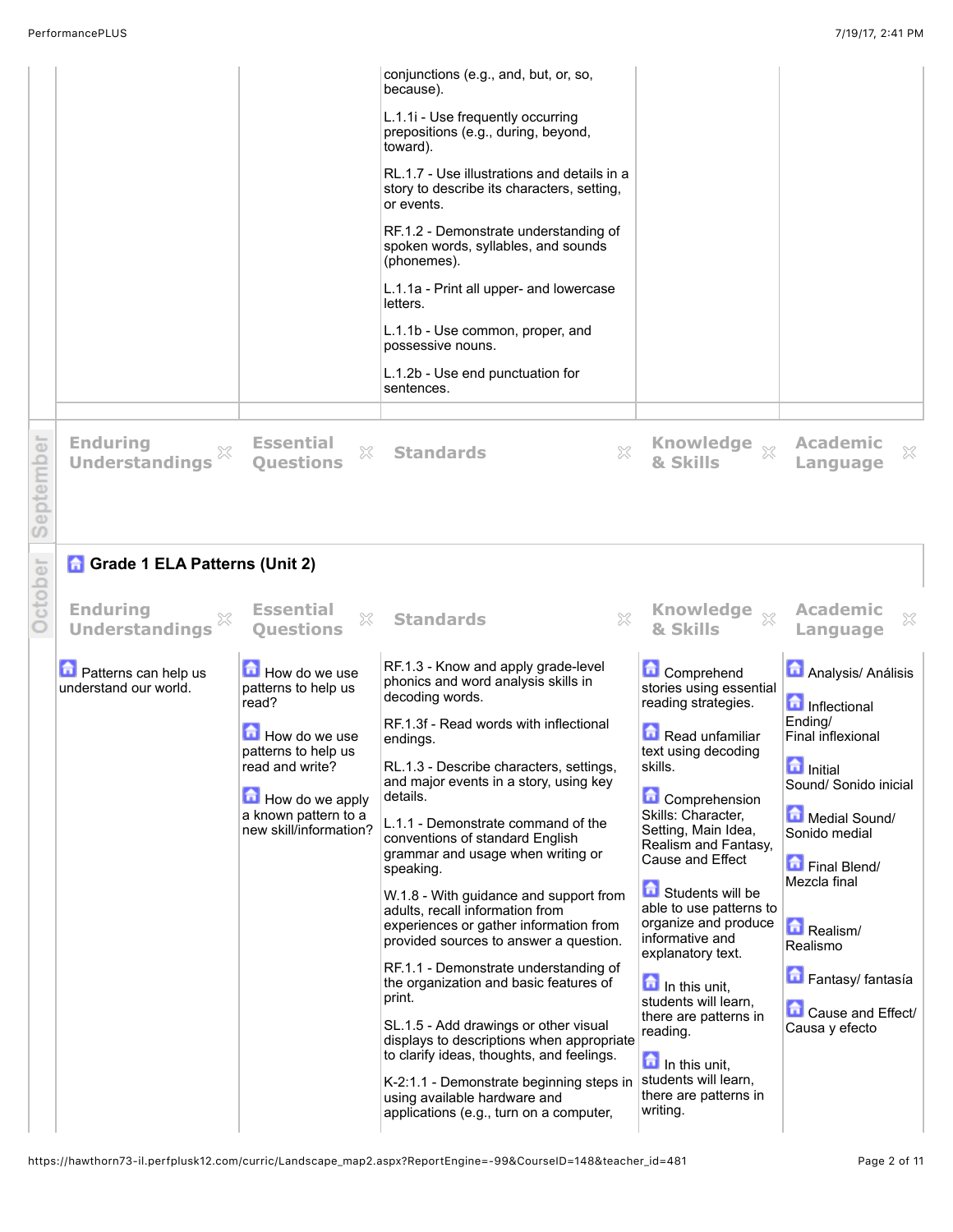| | | | | |
|---|---|---|---|---|
| | | conjunctions (e.g., and, but, or, so, because).<br><br>L.1.1i - Use frequently occurring prepositions (e.g., during, beyond, toward).<br><br>RL.1.7 - Use illustrations and details in a story to describe its characters, setting, or events.<br><br>RF.1.2 - Demonstrate understanding of spoken words, syllables, and sounds (phonemes).<br><br>L.1.1a - Print all upper- and lowercase letters.<br><br>L.1.1b - Use common, proper, and possessive nouns.<br><br>L.1.2b - Use end punctuation for sentences. | | |

**September**

| Enduring Understandings | Essential Questions | Standards | Knowledge & Skills | Academic Language |
|---|---|---|---|---|

**October**

## Grade 1 ELA Patterns (Unit 2)

| Enduring Understandings | Essential Questions | Standards | Knowledge & Skills | Academic Language |
|---|---|---|---|---|
| Patterns can help us understand our world. | How do we use patterns to help us read?<br><br>How do we use patterns to help us read and write?<br><br>How do we apply a known pattern to a new skill/information? | RF.1.3 - Know and apply grade-level phonics and word analysis skills in decoding words.<br><br>RF.1.3f - Read words with inflectional endings.<br><br>RL.1.3 - Describe characters, settings, and major events in a story, using key details.<br><br>L.1.1 - Demonstrate command of the conventions of standard English grammar and usage when writing or speaking.<br><br>W.1.8 - With guidance and support from adults, recall information from experiences or gather information from provided sources to answer a question.<br><br>RF.1.1 - Demonstrate understanding of the organization and basic features of print.<br><br>SL.1.5 - Add drawings or other visual displays to descriptions when appropriate to clarify ideas, thoughts, and feelings.<br><br>K-2:1.1 - Demonstrate beginning steps in using available hardware and applications (e.g., turn on a computer, | Comprehend stories using essential reading strategies.<br><br>Read unfamiliar text using decoding skills.<br><br>Comprehension Skills: Character, Setting, Main Idea, Realism and Fantasy, Cause and Effect<br><br>Students will be able to use patterns to organize and produce informative and explanatory text.<br><br>In this unit, students will learn, there are patterns in reading.<br><br>In this unit, students will learn, there are patterns in writing. | Analysis/ Análisis<br><br>Inflectional Ending/ Final inflexional<br><br>Initial Sound/ Sonido inicial<br><br>Medial Sound/ Sonido medial<br><br>Final Blend/ Mezcla final<br><br>Realism/ Realismo<br><br>Fantasy/ fantasía<br><br>Cause and Effect/ Causa y efecto |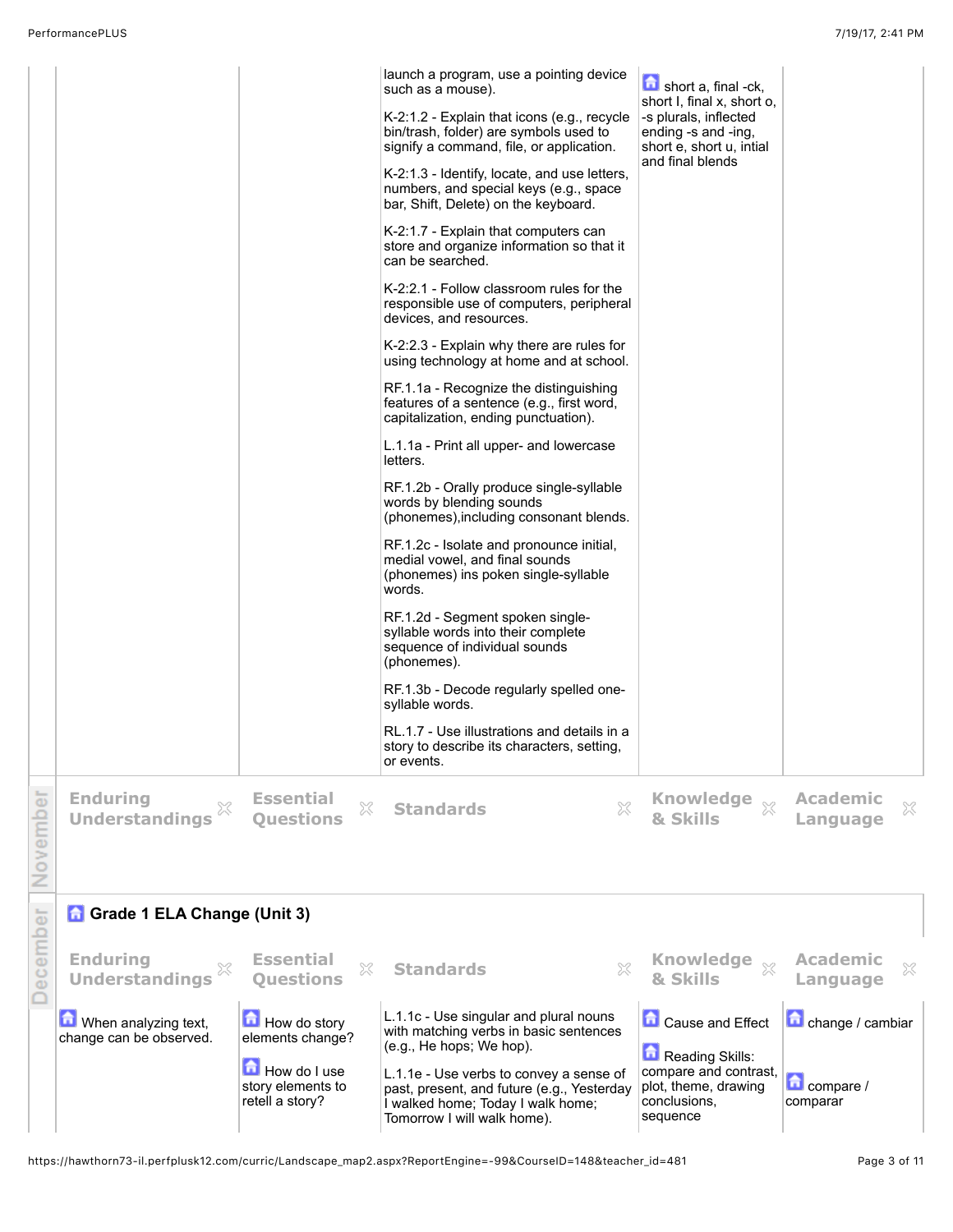| Enduring Understandings | Essential Questions | Standards | Knowledge & Skills | Academic Language |
|---|---|---|---|---|
| | | launch a program, use a pointing device such as a mouse).<br><br>K-2:1.2 - Explain that icons (e.g., recycle bin/trash, folder) are symbols used to signify a command, file, or application.<br><br>K-2:1.3 - Identify, locate, and use letters, numbers, and special keys (e.g., space bar, Shift, Delete) on the keyboard.<br><br>K-2:1.7 - Explain that computers can store and organize information so that it can be searched.<br><br>K-2:2.1 - Follow classroom rules for the responsible use of computers, peripheral devices, and resources.<br><br>K-2:2.3 - Explain why there are rules for using technology at home and at school.<br><br>RF.1.1a - Recognize the distinguishing features of a sentence (e.g., first word, capitalization, ending punctuation).<br><br>L.1.1a - Print all upper- and lowercase letters.<br><br>RF.1.2b - Orally produce single-syllable words by blending sounds (phonemes),including consonant blends.<br><br>RF.1.2c - Isolate and pronounce initial, medial vowel, and final sounds (phonemes) ins poken single-syllable words.<br><br>RF.1.2d - Segment spoken single-syllable words into their complete sequence of individual sounds (phonemes).<br><br>RF.1.3b - Decode regularly spelled one-syllable words.<br><br>RL.1.7 - Use illustrations and details in a story to describe its characters, setting, or events. | short a, final -ck, short I, final x, short o, -s plurals, inflected ending -s and -ing, short e, short u, intial and final blends | |

## November

| Enduring Understandings | Essential Questions | Standards | Knowledge & Skills | Academic Language |
|---|---|---|---|---|

## December

### Grade 1 ELA Change (Unit 3)

| Enduring Understandings | Essential Questions | Standards | Knowledge & Skills | Academic Language |
|---|---|---|---|---|
| When analyzing text, change can be observed. | How do story elements change?<br><br>How do I use story elements to retell a story? | L.1.1c - Use singular and plural nouns with matching verbs in basic sentences (e.g., He hops; We hop).<br><br>L.1.1e - Use verbs to convey a sense of past, present, and future (e.g., Yesterday I walked home; Today I walk home; Tomorrow I will walk home). | Cause and Effect<br><br>Reading Skills: compare and contrast, plot, theme, drawing conclusions, sequence | change / cambiar<br><br>compare / comparar |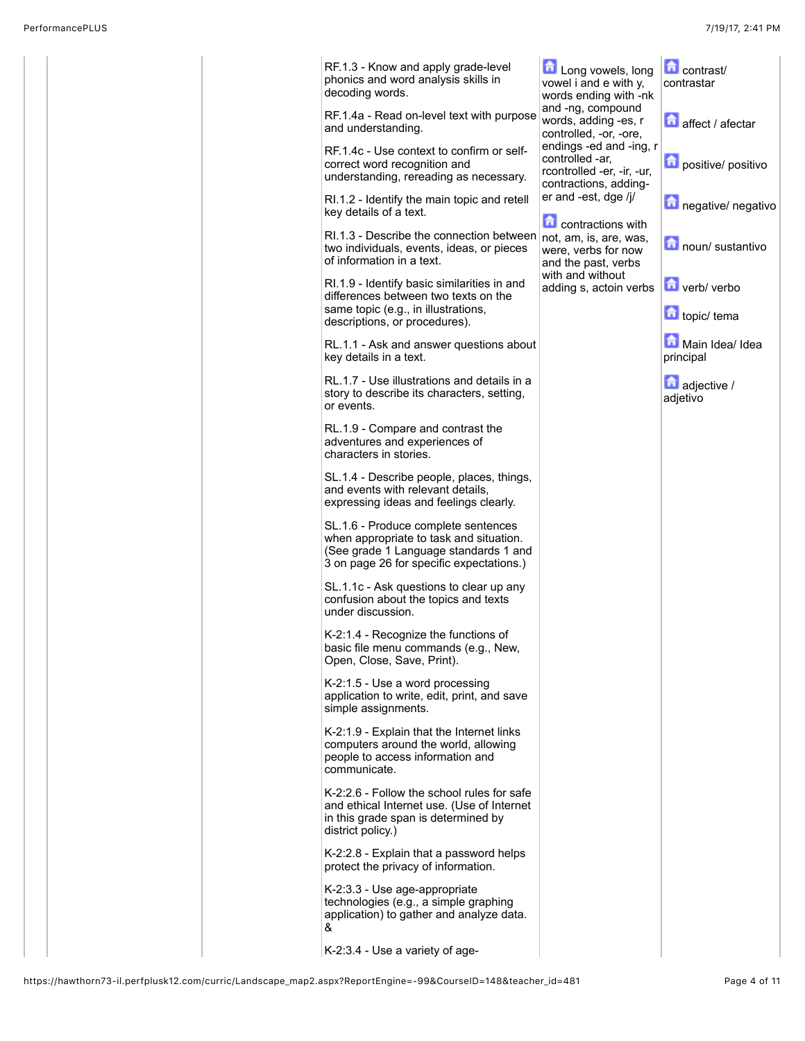| | | Standards | Content | Vocabulary |
|---|---|---|---|---|
| | | RF.1.3 - Know and apply grade-level phonics and word analysis skills in decoding words.<br><br>RF.1.4a - Read on-level text with purpose and understanding.<br><br>RF.1.4c - Use context to confirm or self-correct word recognition and understanding, rereading as necessary.<br><br>RI.1.2 - Identify the main topic and retell key details of a text.<br><br>RI.1.3 - Describe the connection between two individuals, events, ideas, or pieces of information in a text.<br><br>RI.1.9 - Identify basic similarities in and differences between two texts on the same topic (e.g., in illustrations, descriptions, or procedures).<br><br>RL.1.1 - Ask and answer questions about key details in a text.<br><br>RL.1.7 - Use illustrations and details in a story to describe its characters, setting, or events.<br><br>RL.1.9 - Compare and contrast the adventures and experiences of characters in stories.<br><br>SL.1.4 - Describe people, places, things, and events with relevant details, expressing ideas and feelings clearly.<br><br>SL.1.6 - Produce complete sentences when appropriate to task and situation. (See grade 1 Language standards 1 and 3 on page 26 for specific expectations.)<br><br>SL.1.1c - Ask questions to clear up any confusion about the topics and texts under discussion.<br><br>K-2:1.4 - Recognize the functions of basic file menu commands (e.g., New, Open, Close, Save, Print).<br><br>K-2:1.5 - Use a word processing application to write, edit, print, and save simple assignments.<br><br>K-2:1.9 - Explain that the Internet links computers around the world, allowing people to access information and communicate.<br><br>K-2:2.6 - Follow the school rules for safe and ethical Internet use. (Use of Internet in this grade span is determined by district policy.)<br><br>K-2:2.8 - Explain that a password helps protect the privacy of information.<br><br>K-2:3.3 - Use age-appropriate technologies (e.g., a simple graphing application) to gather and analyze data. &<br><br>K-2:3.4 - Use a variety of age- | Long vowels, long vowel i and e with y, words ending with -nk and -ng, compound words, adding -es, r controlled, -or, -ore, endings -ed and -ing, r controlled -ar, rcontrolled -er, -ir, -ur, contractions, adding-er and -est, dge /j/<br><br>contractions with not, am, is, are, was, were, verbs for now and the past, verbs with and without adding s, actoin verbs | contrast/ contrastar<br><br>affect / afectar<br><br>positive/ positivo<br><br>negative/ negativo<br><br>noun/ sustantivo<br><br>verb/ verbo<br><br>topic/ tema<br><br>Main Idea/ Idea principal<br><br>adjective / adjetivo |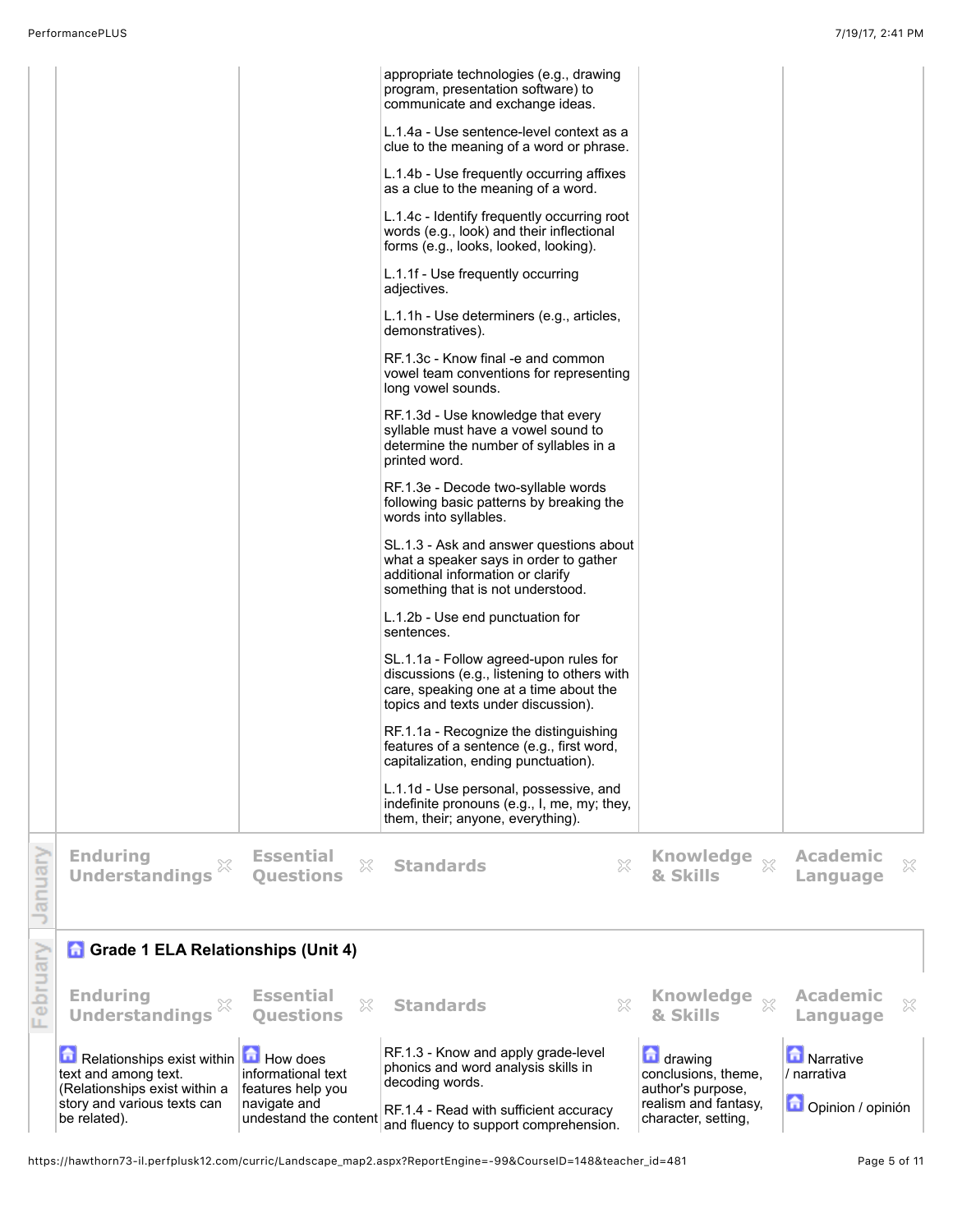| | | | | |
|---|---|---|---|---|
| | | appropriate technologies (e.g., drawing program, presentation software) to communicate and exchange ideas.<br><br>L.1.4a - Use sentence-level context as a clue to the meaning of a word or phrase.<br><br>L.1.4b - Use frequently occurring affixes as a clue to the meaning of a word.<br><br>L.1.4c - Identify frequently occurring root words (e.g., look) and their inflectional forms (e.g., looks, looked, looking).<br><br>L.1.1f - Use frequently occurring adjectives.<br><br>L.1.1h - Use determiners (e.g., articles, demonstratives).<br><br>RF.1.3c - Know final -e and common vowel team conventions for representing long vowel sounds.<br><br>RF.1.3d - Use knowledge that every syllable must have a vowel sound to determine the number of syllables in a printed word.<br><br>RF.1.3e - Decode two-syllable words following basic patterns by breaking the words into syllables.<br><br>SL.1.3 - Ask and answer questions about what a speaker says in order to gather additional information or clarify something that is not understood.<br><br>L.1.2b - Use end punctuation for sentences.<br><br>SL.1.1a - Follow agreed-upon rules for discussions (e.g., listening to others with care, speaking one at a time about the topics and texts under discussion).<br><br>RF.1.1a - Recognize the distinguishing features of a sentence (e.g., first word, capitalization, ending punctuation).<br><br>L.1.1d - Use personal, possessive, and indefinite pronouns (e.g., I, me, my; they, them, their; anyone, everything). | | |

## January

| Enduring Understandings | Essential Questions | Standards | Knowledge & Skills | Academic Language |
|---|---|---|---|---|

## February

### Grade 1 ELA Relationships (Unit 4)

| Enduring Understandings | Essential Questions | Standards | Knowledge & Skills | Academic Language |
|---|---|---|---|---|
| Relationships exist within text and among text. (Relationships exist within a story and various texts can be related). | How does informational text features help you navigate and undestand the content | RF.1.3 - Know and apply grade-level phonics and word analysis skills in decoding words.<br><br>RF.1.4 - Read with sufficient accuracy and fluency to support comprehension. | drawing conclusions, theme, author's purpose, realism and fantasy, character, setting, | Narrative / narrativa<br><br>Opinion / opinión |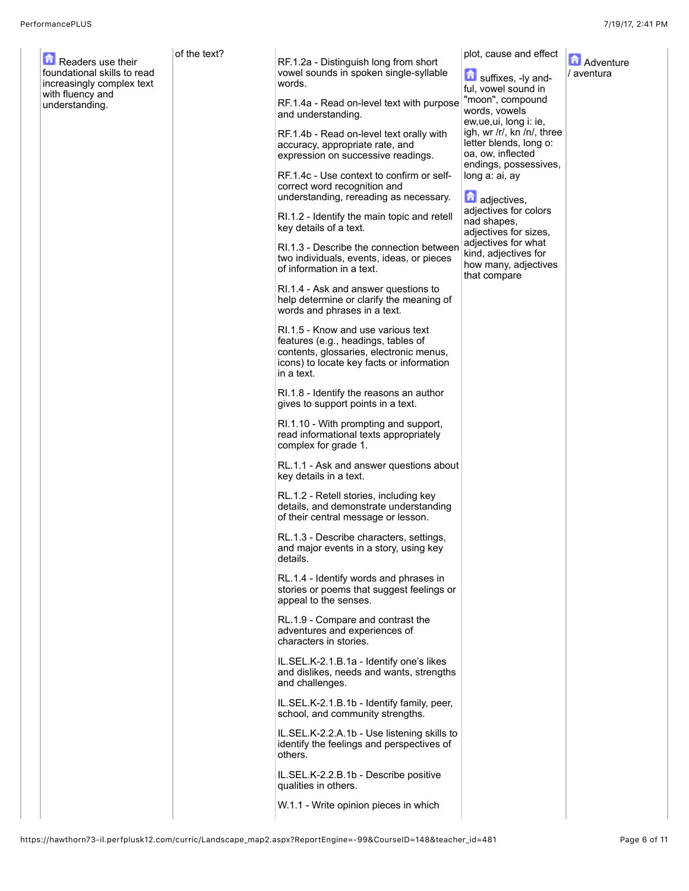| | | | | |
|---|---|---|---|---|
| Readers use their foundational skills to read increasingly complex text with fluency and understanding. | of the text? | RF.1.2a - Distinguish long from short vowel sounds in spoken single-syllable words.<br><br>RF.1.4a - Read on-level text with purpose and understanding.<br><br>RF.1.4b - Read on-level text orally with accuracy, appropriate rate, and expression on successive readings.<br><br>RF.1.4c - Use context to confirm or self-correct word recognition and understanding, rereading as necessary.<br><br>RI.1.2 - Identify the main topic and retell key details of a text.<br><br>RI.1.3 - Describe the connection between two individuals, events, ideas, or pieces of information in a text.<br><br>RI.1.4 - Ask and answer questions to help determine or clarify the meaning of words and phrases in a text.<br><br>RI.1.5 - Know and use various text features (e.g., headings, tables of contents, glossaries, electronic menus, icons) to locate key facts or information in a text.<br><br>RI.1.8 - Identify the reasons an author gives to support points in a text.<br><br>RI.1.10 - With prompting and support, read informational texts appropriately complex for grade 1.<br><br>RL.1.1 - Ask and answer questions about key details in a text.<br><br>RL.1.2 - Retell stories, including key details, and demonstrate understanding of their central message or lesson.<br><br>RL.1.3 - Describe characters, settings, and major events in a story, using key details.<br><br>RL.1.4 - Identify words and phrases in stories or poems that suggest feelings or appeal to the senses.<br><br>RL.1.9 - Compare and contrast the adventures and experiences of characters in stories.<br><br>IL.SEL.K-2.1.B.1a - Identify one's likes and dislikes, needs and wants, strengths and challenges.<br><br>IL.SEL.K-2.1.B.1b - Identify family, peer, school, and community strengths.<br><br>IL.SEL.K-2.2.A.1b - Use listening skills to identify the feelings and perspectives of others.<br><br>IL.SEL.K-2.2.B.1b - Describe positive qualities in others.<br><br>W.1.1 - Write opinion pieces in which | plot, cause and effect<br><br>suffixes, -ly and-ful, vowel sound in "moon", compound words, vowels ew,ue,ui, long i: ie, igh, wr /r/, kn /n/, three letter blends, long o: oa, ow, inflected endings, possessives, long a: ai, ay<br><br>adjectives, adjectives for colors nad shapes, adjectives for sizes, adjectives for what kind, adjectives for how many, adjectives that compare | Adventure / aventura |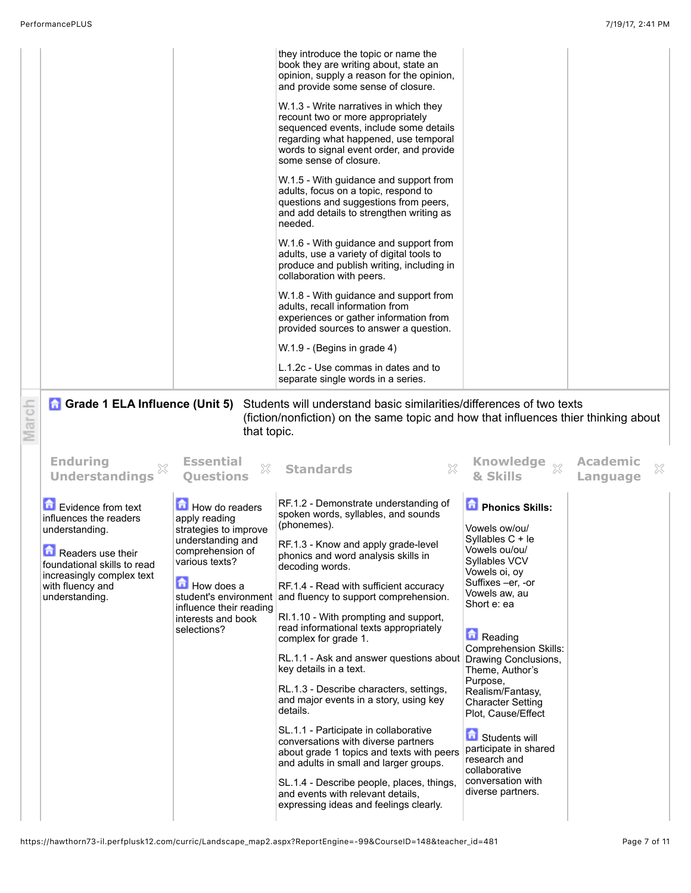| | | | | |
|---|---|---|---|---|
| | | they introduce the topic or name the book they are writing about, state an opinion, supply a reason for the opinion, and provide some sense of closure.<br><br>W.1.3 - Write narratives in which they recount two or more appropriately sequenced events, include some details regarding what happened, use temporal words to signal event order, and provide some sense of closure.<br><br>W.1.5 - With guidance and support from adults, focus on a topic, respond to questions and suggestions from peers, and add details to strengthen writing as needed.<br><br>W.1.6 - With guidance and support from adults, use a variety of digital tools to produce and publish writing, including in collaboration with peers.<br><br>W.1.8 - With guidance and support from adults, recall information from experiences or gather information from provided sources to answer a question.<br><br>W.1.9 - (Begins in grade 4)<br><br>L.1.2c - Use commas in dates and to separate single words in a series. | | |

March

## Grade 1 ELA Influence (Unit 5)

Students will understand basic similarities/differences of two texts (fiction/nonfiction) on the same topic and how that influences thier thinking about that topic.

| Enduring Understandings | Essential Questions | Standards | Knowledge & Skills | Academic Language |
|---|---|---|---|---|
| Evidence from text influences the readers understanding.<br><br>Readers use their foundational skills to read increasingly complex text with fluency and understanding. | How do readers apply reading strategies to improve understanding and comprehension of various texts?<br><br>How does a student's environment influence their reading interests and book selections? | RF.1.2 - Demonstrate understanding of spoken words, syllables, and sounds (phonemes).<br><br>RF.1.3 - Know and apply grade-level phonics and word analysis skills in decoding words.<br><br>RF.1.4 - Read with sufficient accuracy and fluency to support comprehension.<br><br>RI.1.10 - With prompting and support, read informational texts appropriately complex for grade 1.<br><br>RL.1.1 - Ask and answer questions about key details in a text.<br><br>RL.1.3 - Describe characters, settings, and major events in a story, using key details.<br><br>SL.1.1 - Participate in collaborative conversations with diverse partners about grade 1 topics and texts with peers and adults in small and larger groups.<br><br>SL.1.4 - Describe people, places, things, and events with relevant details, expressing ideas and feelings clearly. | **Phonics Skills:**<br><br>Vowels ow/ou/<br>Syllables C + le<br>Vowels ou/ou/<br>Syllables VCV<br>Vowels oi, oy<br>Suffixes –er, -or<br>Vowels aw, au<br>Short e: ea<br><br>Reading Comprehension Skills: Drawing Conclusions, Theme, Author's Purpose, Realism/Fantasy, Character Setting Plot, Cause/Effect<br><br>Students will participate in shared research and collaborative conversation with diverse partners. | |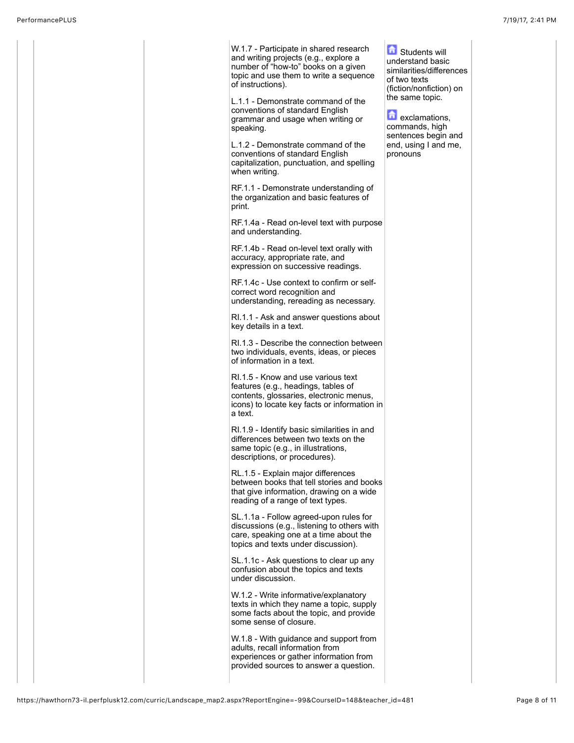| | | | | | |
|---|---|---|---|---|---|
| | | | W.1.7 - Participate in shared research and writing projects (e.g., explore a number of "how-to" books on a given topic and use them to write a sequence of instructions).<br><br>L.1.1 - Demonstrate command of the conventions of standard English grammar and usage when writing or speaking.<br><br>L.1.2 - Demonstrate command of the conventions of standard English capitalization, punctuation, and spelling when writing.<br><br>RF.1.1 - Demonstrate understanding of the organization and basic features of print.<br><br>RF.1.4a - Read on-level text with purpose and understanding.<br><br>RF.1.4b - Read on-level text orally with accuracy, appropriate rate, and expression on successive readings.<br><br>RF.1.4c - Use context to confirm or self-correct word recognition and understanding, rereading as necessary.<br><br>RI.1.1 - Ask and answer questions about key details in a text.<br><br>RI.1.3 - Describe the connection between two individuals, events, ideas, or pieces of information in a text.<br><br>RI.1.5 - Know and use various text features (e.g., headings, tables of contents, glossaries, electronic menus, icons) to locate key facts or information in a text.<br><br>RI.1.9 - Identify basic similarities in and differences between two texts on the same topic (e.g., in illustrations, descriptions, or procedures).<br><br>RL.1.5 - Explain major differences between books that tell stories and books that give information, drawing on a wide reading of a range of text types.<br><br>SL.1.1a - Follow agreed-upon rules for discussions (e.g., listening to others with care, speaking one at a time about the topics and texts under discussion).<br><br>SL.1.1c - Ask questions to clear up any confusion about the topics and texts under discussion.<br><br>W.1.2 - Write informative/explanatory texts in which they name a topic, supply some facts about the topic, and provide some sense of closure.<br><br>W.1.8 - With guidance and support from adults, recall information from experiences or gather information from provided sources to answer a question. | Students will understand basic similarities/differences of two texts (fiction/nonfiction) on the same topic.<br><br>exclamations, commands, high sentences begin and end, using I and me, pronouns | |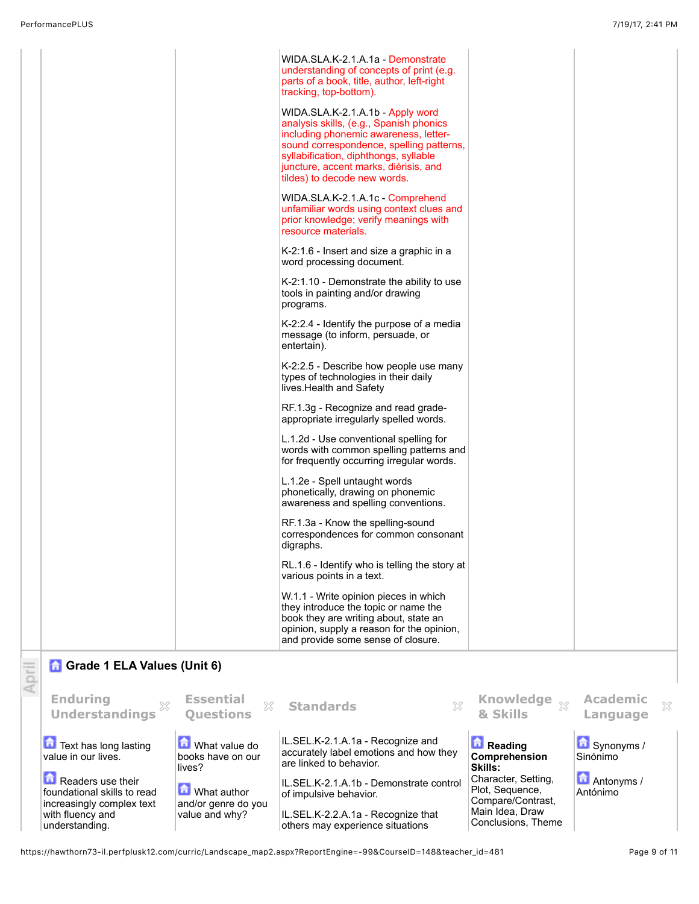| | | | | |
|---|---|---|---|---|
| | | WIDA.SLA.K-2.1.A.1a - Demonstrate understanding of concepts of print (e.g. parts of a book, title, author, left-right tracking, top-bottom).<br><br>WIDA.SLA.K-2.1.A.1b - Apply word analysis skills, (e.g., Spanish phonics including phonemic awareness, letter-sound correspondence, spelling patterns, syllabification, diphthongs, syllable juncture, accent marks, diérisis, and tildes) to decode new words.<br><br>WIDA.SLA.K-2.1.A.1c - Comprehend unfamiliar words using context clues and prior knowledge; verify meanings with resource materials.<br><br>K-2:1.6 - Insert and size a graphic in a word processing document.<br><br>K-2:1.10 - Demonstrate the ability to use tools in painting and/or drawing programs.<br><br>K-2:2.4 - Identify the purpose of a media message (to inform, persuade, or entertain).<br><br>K-2:2.5 - Describe how people use many types of technologies in their daily lives.Health and Safety<br><br>RF.1.3g - Recognize and read grade-appropriate irregularly spelled words.<br><br>L.1.2d - Use conventional spelling for words with common spelling patterns and for frequently occurring irregular words.<br><br>L.1.2e - Spell untaught words phonetically, drawing on phonemic awareness and spelling conventions.<br><br>RF.1.3a - Know the spelling-sound correspondences for common consonant digraphs.<br><br>RL.1.6 - Identify who is telling the story at various points in a text.<br><br>W.1.1 - Write opinion pieces in which they introduce the topic or name the book they are writing about, state an opinion, supply a reason for the opinion, and provide some sense of closure. | | |

## April

### Grade 1 ELA Values (Unit 6)

| Enduring Understandings | Essential Questions | Standards | Knowledge & Skills | Academic Language |
|---|---|---|---|---|
| Text has long lasting value in our lives.<br><br>Readers use their foundational skills to read increasingly complex text with fluency and understanding. | What value do books have on our lives?<br><br>What author and/or genre do you value and why? | IL.SEL.K-2.1.A.1a - Recognize and accurately label emotions and how they are linked to behavior.<br><br>IL.SEL.K-2.1.A.1b - Demonstrate control of impulsive behavior.<br><br>IL.SEL.K-2.2.A.1a - Recognize that others may experience situations | **Reading Comprehension Skills:**<br>Character, Setting, Plot, Sequence, Compare/Contrast, Main Idea, Draw Conclusions, Theme | Synonyms / Sinónimo<br><br>Antonyms / Antónimo |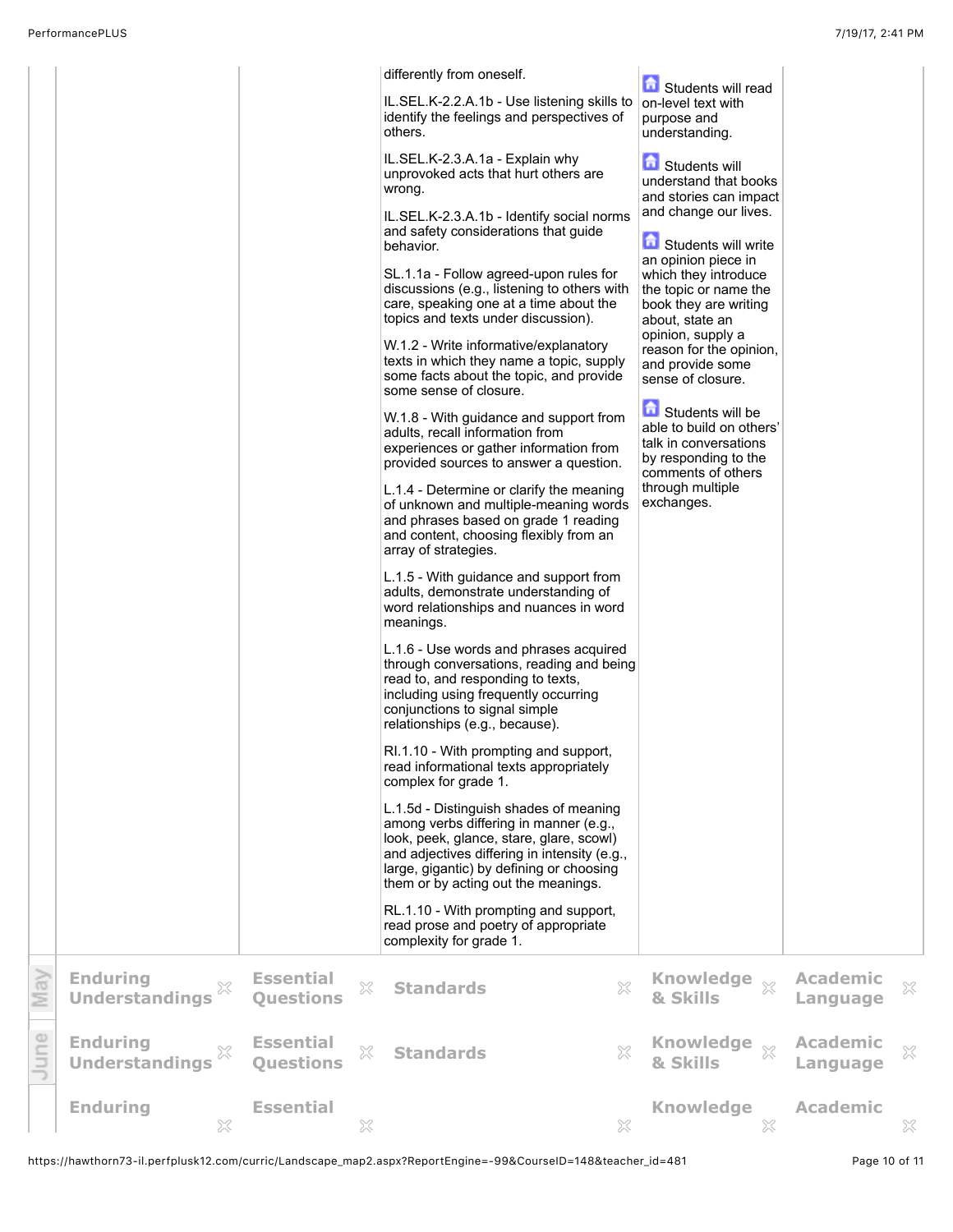| | | | | | |
|---|---|---|---|---|---|
| | | | differently from oneself.<br><br>IL.SEL.K-2.2.A.1b - Use listening skills to identify the feelings and perspectives of others.<br><br>IL.SEL.K-2.3.A.1a - Explain why unprovoked acts that hurt others are wrong.<br><br>IL.SEL.K-2.3.A.1b - Identify social norms and safety considerations that guide behavior.<br><br>SL.1.1a - Follow agreed-upon rules for discussions (e.g., listening to others with care, speaking one at a time about the topics and texts under discussion).<br><br>W.1.2 - Write informative/explanatory texts in which they name a topic, supply some facts about the topic, and provide some sense of closure.<br><br>W.1.8 - With guidance and support from adults, recall information from experiences or gather information from provided sources to answer a question.<br><br>L.1.4 - Determine or clarify the meaning of unknown and multiple-meaning words and phrases based on grade 1 reading and content, choosing flexibly from an array of strategies.<br><br>L.1.5 - With guidance and support from adults, demonstrate understanding of word relationships and nuances in word meanings.<br><br>L.1.6 - Use words and phrases acquired through conversations, reading and being read to, and responding to texts, including using frequently occurring conjunctions to signal simple relationships (e.g., because).<br><br>RI.1.10 - With prompting and support, read informational texts appropriately complex for grade 1.<br><br>L.1.5d - Distinguish shades of meaning among verbs differing in manner (e.g., look, peek, glance, stare, glare, scowl) and adjectives differing in intensity (e.g., large, gigantic) by defining or choosing them or by acting out the meanings.<br><br>RL.1.10 - With prompting and support, read prose and poetry of appropriate complexity for grade 1. | Students will read on-level text with purpose and understanding.<br><br>Students will understand that books and stories can impact and change our lives.<br><br>Students will write an opinion piece in which they introduce the topic or name the book they are writing about, state an opinion, supply a reason for the opinion, and provide some sense of closure.<br><br>Students will be able to build on others' talk in conversations by responding to the comments of others through multiple exchanges. | |
| May | **Enduring Understandings** | **Essential Questions** | **Standards** | **Knowledge & Skills** | **Academic Language** |
| June | **Enduring Understandings** | **Essential Questions** | **Standards** | **Knowledge & Skills** | **Academic Language** |
| | **Enduring** | **Essential** | | **Knowledge** | **Academic** |